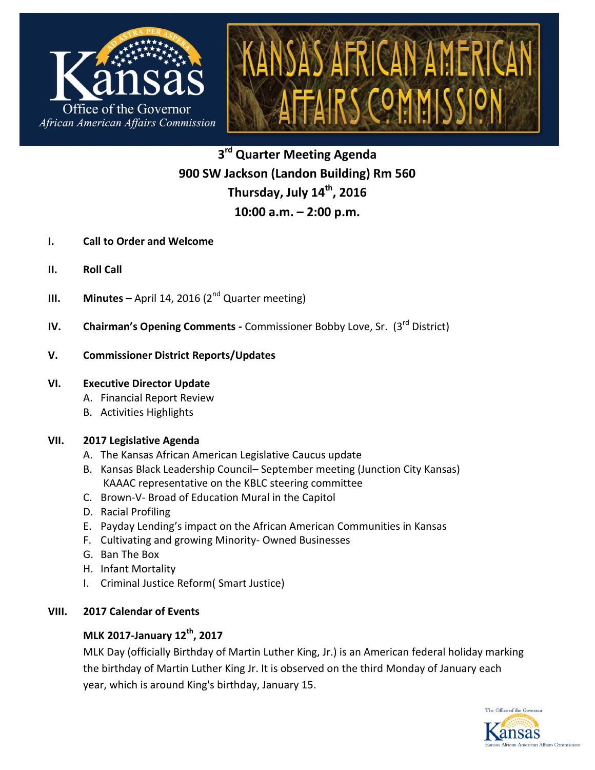Kansas
Office of the Governor
*African American Affairs Commission*

# KANSAS AFRICAN AMERICAN AFFAIRS COMMISSION

## 3rd Quarter Meeting Agenda
## 900 SW Jackson (Landon Building) Rm 560
## Thursday, July 14th, 2016
## 10:00 a.m. – 2:00 p.m.

**I.** **Call to Order and Welcome**

**II.** **Roll Call**

**III.** **Minutes –** April 14, 2016 (2nd Quarter meeting)

**IV.** **Chairman's Opening Comments -** Commissioner Bobby Love, Sr. (3rd District)

**V.** **Commissioner District Reports/Updates**

**VI.** **Executive Director Update**
- A. Financial Report Review
- B. Activities Highlights

**VII.** **2017 Legislative Agenda**
- A. The Kansas African American Legislative Caucus update
- B. Kansas Black Leadership Council– September meeting (Junction City Kansas) KAAAC representative on the KBLC steering committee
- C. Brown-V- Broad of Education Mural in the Capitol
- D. Racial Profiling
- E. Payday Lending's impact on the African American Communities in Kansas
- F. Cultivating and growing Minority- Owned Businesses
- G. Ban The Box
- H. Infant Mortality
- I. Criminal Justice Reform( Smart Justice)

**VIII.** **2017 Calendar of Events**

**MLK 2017-January 12th, 2017**

MLK Day (officially Birthday of Martin Luther King, Jr.) is an American federal holiday marking the birthday of Martin Luther King Jr. It is observed on the third Monday of January each year, which is around King's birthday, January 15.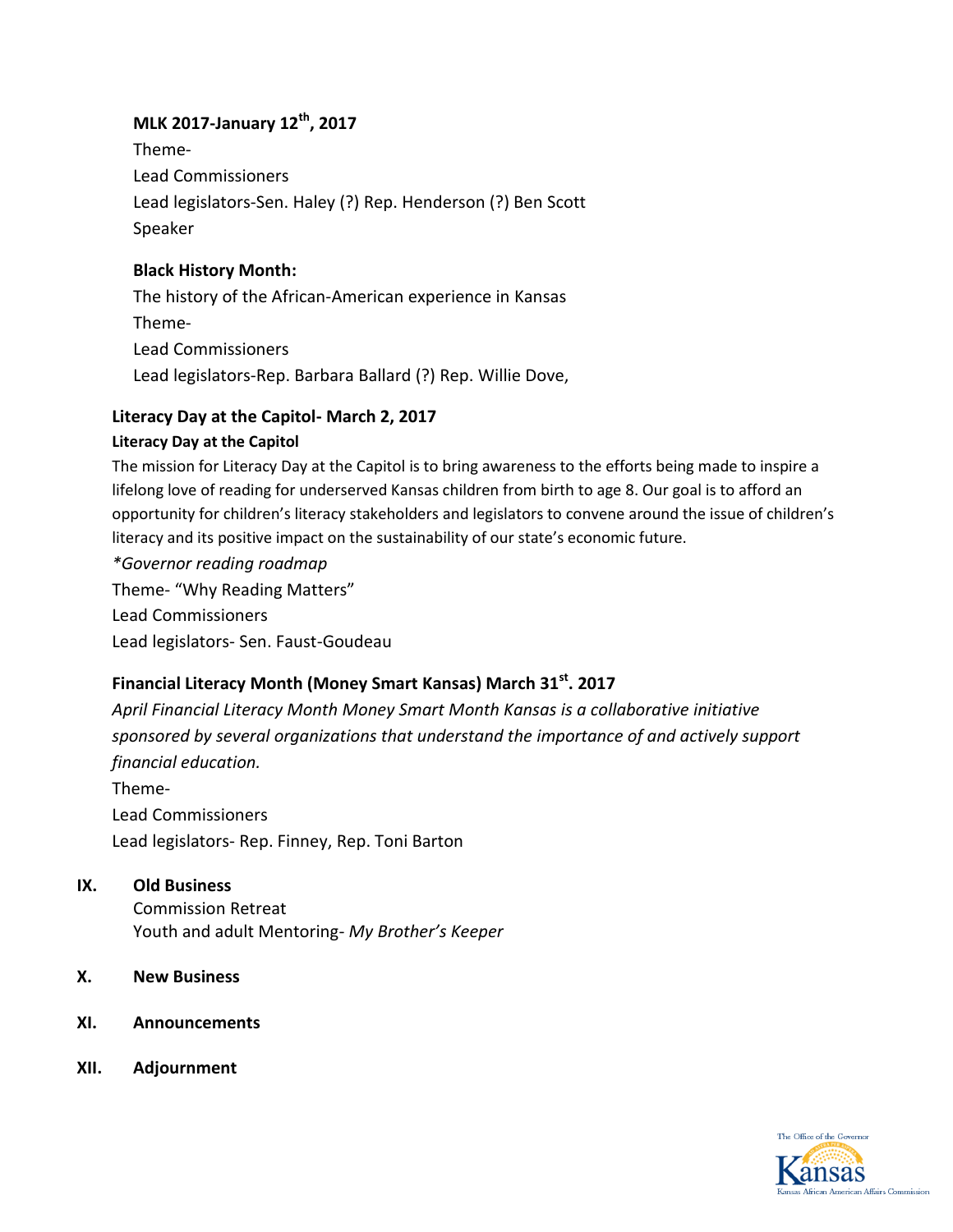**MLK 2017-January 12th, 2017**

Theme-

Lead Commissioners

Lead legislators-Sen. Haley (?) Rep. Henderson (?) Ben Scott

Speaker

**Black History Month:**

The history of the African-American experience in Kansas

Theme-

Lead Commissioners

Lead legislators-Rep. Barbara Ballard (?) Rep. Willie Dove,

**Literacy Day at the Capitol- March 2, 2017**

**Literacy Day at the Capitol**

The mission for Literacy Day at the Capitol is to bring awareness to the efforts being made to inspire a lifelong love of reading for underserved Kansas children from birth to age 8. Our goal is to afford an opportunity for children's literacy stakeholders and legislators to convene around the issue of children's literacy and its positive impact on the sustainability of our state's economic future.

**Governor reading roadmap*

Theme- "Why Reading Matters"

Lead Commissioners

Lead legislators- Sen. Faust-Goudeau

**Financial Literacy Month (Money Smart Kansas) March 31st. 2017**

*April Financial Literacy Month Money Smart Month Kansas is a collaborative initiative sponsored by several organizations that understand the importance of and actively support financial education.*

Theme-

Lead Commissioners

Lead legislators- Rep. Finney, Rep. Toni Barton

**IX. Old Business**

Commission Retreat

Youth and adult Mentoring- *My Brother's Keeper*

**X. New Business**

**XI. Announcements**

**XII. Adjournment**